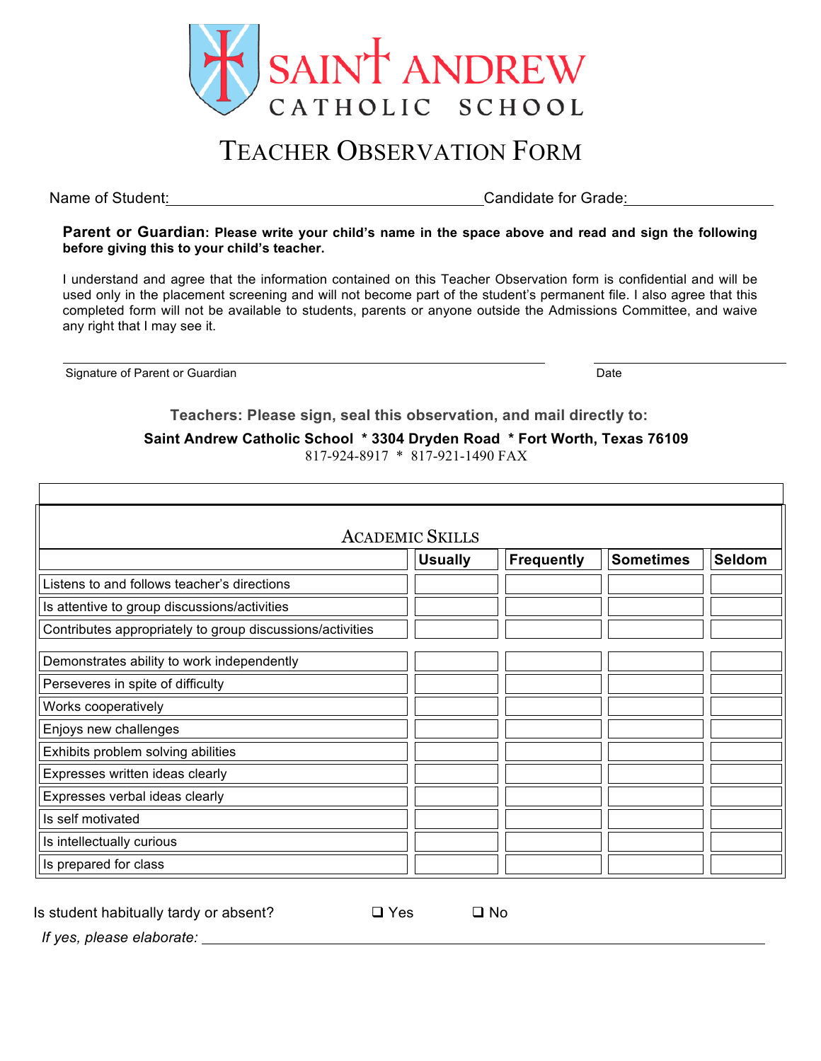# SAINT ANDREW CATHOLIC SCHOOL

# TEACHER OBSERVATION FORM

Name of Student:______________________________ Candidate for Grade:______________

**Parent or Guardian: Please write your child's name in the space above and read and sign the following before giving this to your child's teacher.**

I understand and agree that the information contained on this Teacher Observation form is confidential and will be used only in the placement screening and will not become part of the student's permanent file. I also agree that this completed form will not be available to students, parents or anyone outside the Admissions Committee, and waive any right that I may see it.

______________________________________________ ____________________

Signature of Parent or Guardian Date

**Teachers: Please sign, seal this observation, and mail directly to:**

**Saint Andrew Catholic School * 3304 Dryden Road * Fort Worth, Texas 76109**

817-924-8917 * 817-921-1490 FAX

## ACADEMIC SKILLS

| | Usually | Frequently | Sometimes | Seldom |
|---|---|---|---|---|
| Listens to and follows teacher's directions | | | | |
| Is attentive to group discussions/activities | | | | |
| Contributes appropriately to group discussions/activities | | | | |
| Demonstrates ability to work independently | | | | |
| Perseveres in spite of difficulty | | | | |
| Works cooperatively | | | | |
| Enjoys new challenges | | | | |
| Exhibits problem solving abilities | | | | |
| Expresses written ideas clearly | | | | |
| Expresses verbal ideas clearly | | | | |
| Is self motivated | | | | |
| Is intellectually curious | | | | |
| Is prepared for class | | | | |

Is student habitually tardy or absent? ❑ Yes ❑ No

*If yes, please elaborate:* ______________________________________________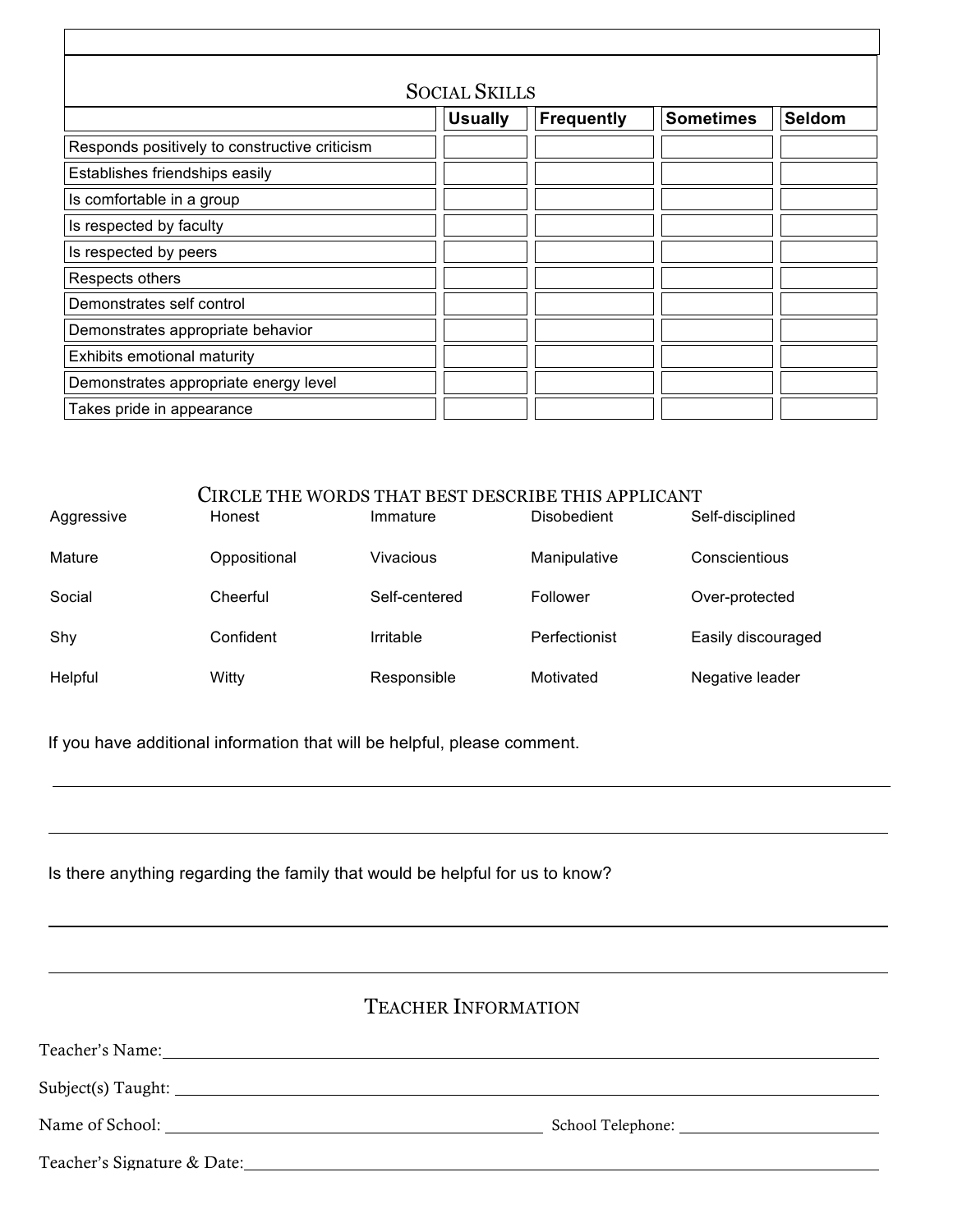## Social Skills

| | Usually | Frequently | Sometimes | Seldom |
|---|---|---|---|---|
| Responds positively to constructive criticism | | | | |
| Establishes friendships easily | | | | |
| Is comfortable in a group | | | | |
| Is respected by faculty | | | | |
| Is respected by peers | | | | |
| Respects others | | | | |
| Demonstrates self control | | | | |
| Demonstrates appropriate behavior | | | | |
| Exhibits emotional maturity | | | | |
| Demonstrates appropriate energy level | | | | |
| Takes pride in appearance | | | | |

## Circle the words that best describe this applicant

| | | | | |
|---|---|---|---|---|
| Aggressive | Honest | Immature | Disobedient | Self-disciplined |
| Mature | Oppositional | Vivacious | Manipulative | Conscientious |
| Social | Cheerful | Self-centered | Follower | Over-protected |
| Shy | Confident | Irritable | Perfectionist | Easily discouraged |
| Helpful | Witty | Responsible | Motivated | Negative leader |

If you have additional information that will be helpful, please comment.

\_\_\_\_\_\_\_\_\_\_\_\_\_\_\_\_\_\_\_\_\_\_\_\_\_\_\_\_\_\_\_\_\_\_\_\_\_\_\_\_\_\_\_\_\_\_\_\_\_\_\_\_\_\_\_\_

\_\_\_\_\_\_\_\_\_\_\_\_\_\_\_\_\_\_\_\_\_\_\_\_\_\_\_\_\_\_\_\_\_\_\_\_\_\_\_\_\_\_\_\_\_\_\_\_\_\_\_\_\_\_\_\_

Is there anything regarding the family that would be helpful for us to know?

\_\_\_\_\_\_\_\_\_\_\_\_\_\_\_\_\_\_\_\_\_\_\_\_\_\_\_\_\_\_\_\_\_\_\_\_\_\_\_\_\_\_\_\_\_\_\_\_\_\_\_\_\_\_\_\_

\_\_\_\_\_\_\_\_\_\_\_\_\_\_\_\_\_\_\_\_\_\_\_\_\_\_\_\_\_\_\_\_\_\_\_\_\_\_\_\_\_\_\_\_\_\_\_\_\_\_\_\_\_\_\_\_

## Teacher Information

Teacher's Name: \_\_\_\_\_\_\_\_\_\_\_\_\_\_\_\_\_\_\_\_\_\_\_\_\_\_\_\_\_\_\_\_\_\_\_\_\_\_\_\_\_\_\_\_

Subject(s) Taught: \_\_\_\_\_\_\_\_\_\_\_\_\_\_\_\_\_\_\_\_\_\_\_\_\_\_\_\_\_\_\_\_\_\_\_\_\_\_\_\_\_\_

Name of School: \_\_\_\_\_\_\_\_\_\_\_\_\_\_\_\_\_\_\_\_\_\_\_\_\_\_ School Telephone: \_\_\_\_\_\_\_\_\_\_\_\_\_\_\_\_

Teacher's Signature & Date: \_\_\_\_\_\_\_\_\_\_\_\_\_\_\_\_\_\_\_\_\_\_\_\_\_\_\_\_\_\_\_\_\_\_\_\_\_\_